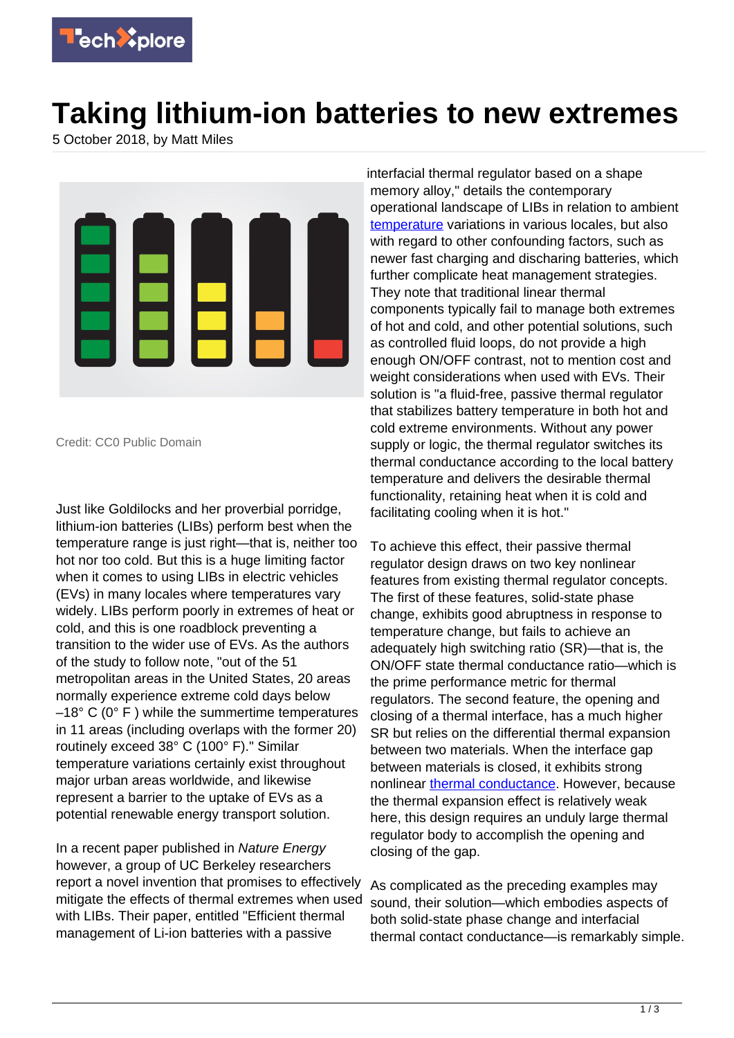# Taking lithium-ion batteries to new extremes

5 October 2018, by Matt Miles

Credit: CC0 Public Domain

Just like Goldilocks and her proverbial porridge, lithium-ion batteries (LIBs) perform best when the temperature range is just right—that is, neither too hot nor too cold. But this is a huge limiting factor when it comes to using LIBs in electric vehicles (EVs) in many locales where temperatures vary widely. LIBs perform poorly in extremes of heat or cold, and this is one roadblock preventing a transition to the wider use of EVs. As the authors of the study to follow note, "out of the 51 metropolitan areas in the United States, 20 areas normally experience extreme cold days below –18° C (0° F ) while the summertime temperatures in 11 areas (including overlaps with the former 20) routinely exceed 38° C (100° F)." Similar temperature variations certainly exist throughout major urban areas worldwide, and likewise represent a barrier to the uptake of EVs as a potential renewable energy transport solution.

In a recent paper published in *Nature Energy* however, a group of UC Berkeley researchers report a novel invention that promises to effectively mitigate the effects of thermal extremes when used with LIBs. Their paper, entitled "Efficient thermal management of Li-ion batteries with a passive interfacial thermal regulator based on a shape memory alloy," details the contemporary operational landscape of LIBs in relation to ambient temperature variations in various locales, but also with regard to other confounding factors, such as newer fast charging and discharging batteries, which further complicate heat management strategies. They note that traditional linear thermal components typically fail to manage both extremes of hot and cold, and other potential solutions, such as controlled fluid loops, do not provide a high enough ON/OFF contrast, not to mention cost and weight considerations when used with EVs. Their solution is "a fluid-free, passive thermal regulator that stabilizes battery temperature in both hot and cold extreme environments. Without any power supply or logic, the thermal regulator switches its thermal conductance according to the local battery temperature and delivers the desirable thermal functionality, retaining heat when it is cold and facilitating cooling when it is hot."

To achieve this effect, their passive thermal regulator design draws on two key nonlinear features from existing thermal regulator concepts. The first of these features, solid-state phase change, exhibits good abruptness in response to temperature change, but fails to achieve an adequately high switching ratio (SR)—that is, the ON/OFF state thermal conductance ratio—which is the prime performance metric for thermal regulators. The second feature, the opening and closing of a thermal interface, has a much higher SR but relies on the differential thermal expansion between two materials. When the interface gap between materials is closed, it exhibits strong nonlinear thermal conductance. However, because the thermal expansion effect is relatively weak here, this design requires an unduly large thermal regulator body to accomplish the opening and closing of the gap.

As complicated as the preceding examples may sound, their solution—which embodies aspects of both solid-state phase change and interfacial thermal contact conductance—is remarkably simple.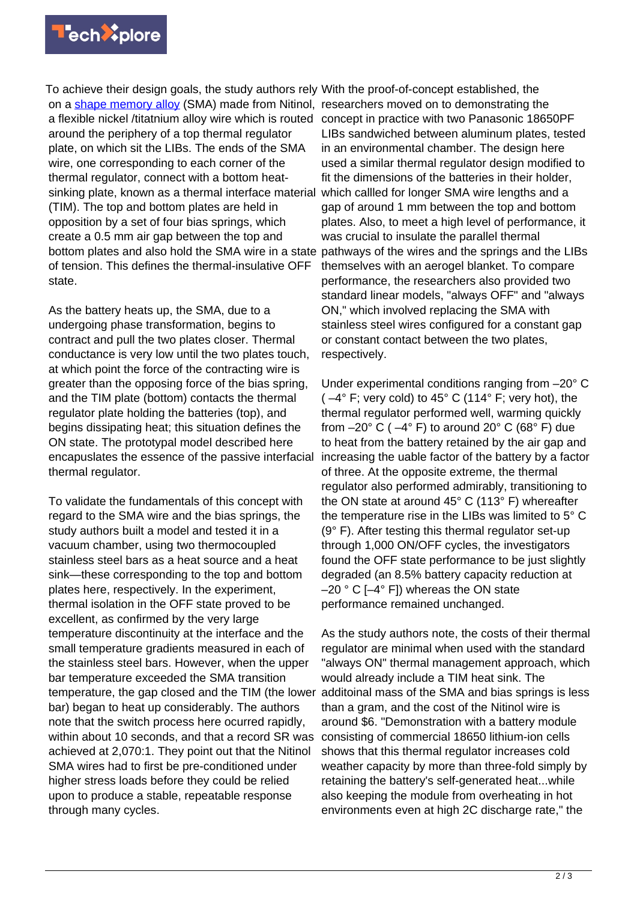To achieve their design goals, the study authors rely on a shape memory alloy (SMA) made from Nitinol, a flexible nickel /titatnium alloy wire which is routed around the periphery of a top thermal regulator plate, on which sit the LIBs. The ends of the SMA wire, one corresponding to each corner of the thermal regulator, connect with a bottom heat-sinking plate, known as a thermal interface material (TIM). The top and bottom plates are held in opposition by a set of four bias springs, which create a 0.5 mm air gap between the top and bottom plates and also hold the SMA wire in a state of tension. This defines the thermal-insulative OFF state.

As the battery heats up, the SMA, due to a undergoing phase transformation, begins to contract and pull the two plates closer. Thermal conductance is very low until the two plates touch, at which point the force of the contracting wire is greater than the opposing force of the bias spring, and the TIM plate (bottom) contacts the thermal regulator plate holding the batteries (top), and begins dissipating heat; this situation defines the ON state. The prototypal model described here encapuslates the essence of the passive interfacial thermal regulator.

To validate the fundamentals of this concept with regard to the SMA wire and the bias springs, the study authors built a model and tested it in a vacuum chamber, using two thermocoupled stainless steel bars as a heat source and a heat sink—these corresponding to the top and bottom plates here, respectively. In the experiment, thermal isolation in the OFF state proved to be excellent, as confirmed by the very large temperature discontinuity at the interface and the small temperature gradients measured in each of the stainless steel bars. However, when the upper bar temperature exceeded the SMA transition temperature, the gap closed and the TIM (the lower bar) began to heat up considerably. The authors note that the switch process here ocurred rapidly, within about 10 seconds, and that a record SR was achieved at 2,070:1. They point out that the Nitinol SMA wires had to first be pre-conditioned under higher stress loads before they could be relied upon to produce a stable, repeatable response through many cycles.

With the proof-of-concept established, the researchers moved on to demonstrating the concept in practice with two Panasonic 18650PF LIBs sandwiched between aluminum plates, tested in an environmental chamber. The design here used a similar thermal regulator design modified to fit the dimensions of the batteries in their holder, which callled for longer SMA wire lengths and a gap of around 1 mm between the top and bottom plates. Also, to meet a high level of performance, it was crucial to insulate the parallel thermal pathways of the wires and the springs and the LIBs themselves with an aerogel blanket. To compare performance, the researchers also provided two standard linear models, "always OFF" and "always ON," which involved replacing the SMA with stainless steel wires configured for a constant gap or constant contact between the two plates, respectively.

Under experimental conditions ranging from –20° C ( –4° F; very cold) to 45° C (114° F; very hot), the thermal regulator performed well, warming quickly from –20° C ( –4° F) to around 20° C (68° F) due to heat from the battery retained by the air gap and increasing the uable factor of the battery by a factor of three. At the opposite extreme, the thermal regulator also performed admirably, transitioning to the ON state at around 45° C (113° F) whereafter the temperature rise in the LIBs was limited to 5° C (9° F). After testing this thermal regulator set-up through 1,000 ON/OFF cycles, the investigators found the OFF state performance to be just slightly degraded (an 8.5% battery capacity reduction at –20 ° C [–4° F]) whereas the ON state performance remained unchanged.

As the study authors note, the costs of their thermal regulator are minimal when used with the standard "always ON" thermal management approach, which would already include a TIM heat sink. The additoinal mass of the SMA and bias springs is less than a gram, and the cost of the Nitinol wire is around $6. "Demonstration with a battery module consisting of commercial 18650 lithium-ion cells shows that this thermal regulator increases cold weather capacity by more than three-fold simply by retaining the battery's self-generated heat...while also keeping the module from overheating in hot environments even at high 2C discharge rate," the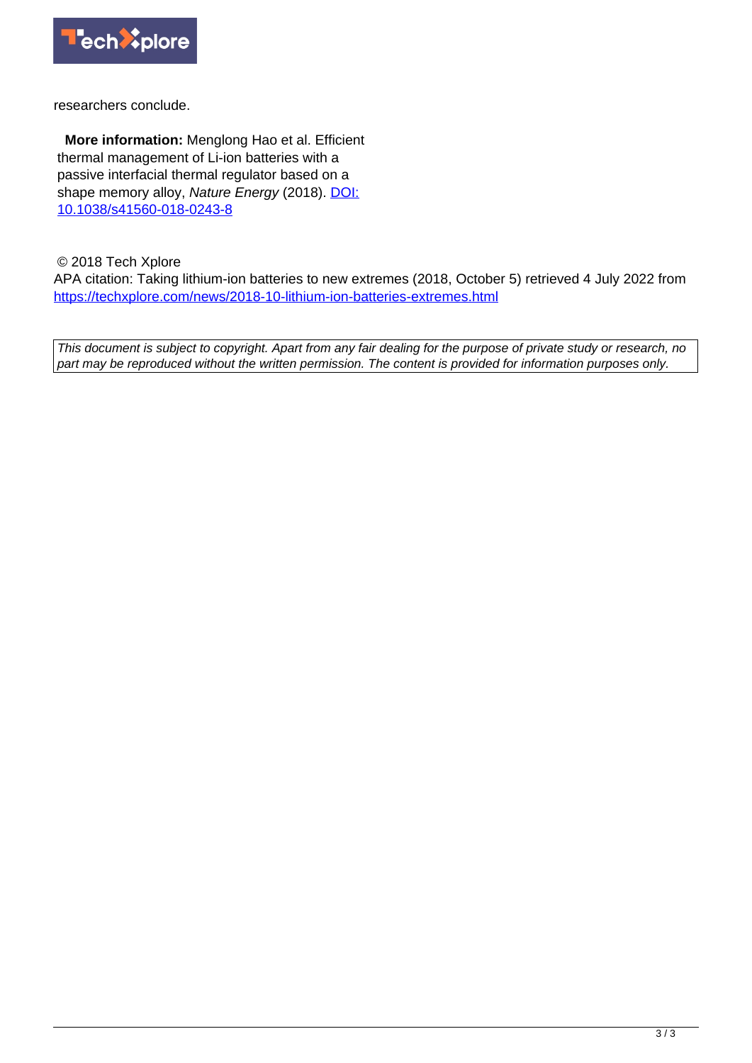researchers conclude.

**More information:** Menglong Hao et al. Efficient thermal management of Li-ion batteries with a passive interfacial thermal regulator based on a shape memory alloy, *Nature Energy* (2018). [DOI: 10.1038/s41560-018-0243-8](https://doi.org/10.1038/s41560-018-0243-8)

© 2018 Tech Xplore

APA citation: Taking lithium-ion batteries to new extremes (2018, October 5) retrieved 4 July 2022 from https://techxplore.com/news/2018-10-lithium-ion-batteries-extremes.html

*This document is subject to copyright. Apart from any fair dealing for the purpose of private study or research, no part may be reproduced without the written permission. The content is provided for information purposes only.*